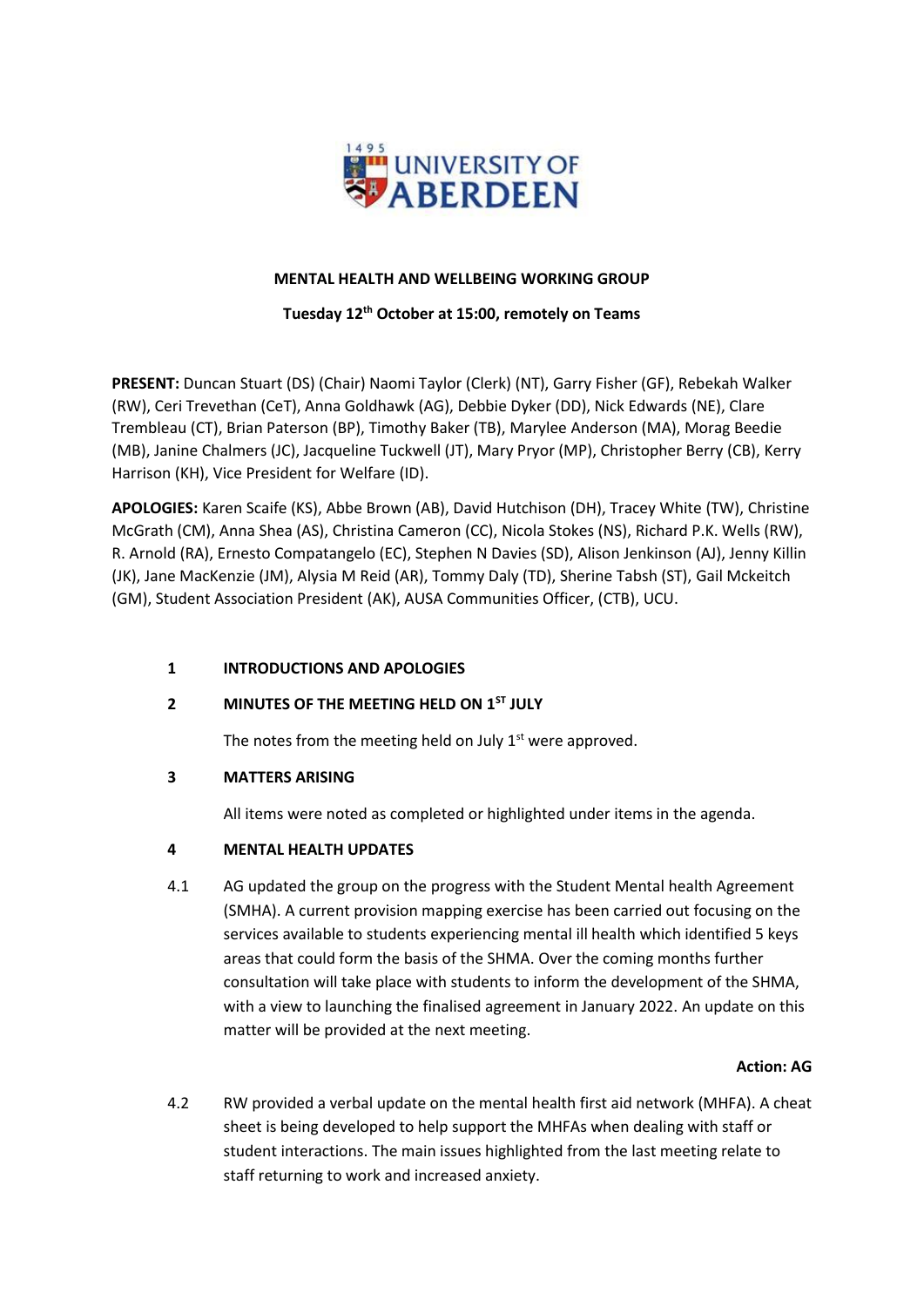**UNIVERSITY OF ABERDEEN**

**MENTAL HEALTH AND WELLBEING WORKING GROUP**

**Tuesday 12th October at 15:00, remotely on Teams**

**PRESENT:** Duncan Stuart (DS) (Chair) Naomi Taylor (Clerk) (NT), Garry Fisher (GF), Rebekah Walker (RW), Ceri Trevethan (CeT), Anna Goldhawk (AG), Debbie Dyker (DD), Nick Edwards (NE), Clare Trembleau (CT), Brian Paterson (BP), Timothy Baker (TB), Marylee Anderson (MA), Morag Beedie (MB), Janine Chalmers (JC), Jacqueline Tuckwell (JT), Mary Pryor (MP), Christopher Berry (CB), Kerry Harrison (KH), Vice President for Welfare (ID).

**APOLOGIES:** Karen Scaife (KS), Abbe Brown (AB), David Hutchison (DH), Tracey White (TW), Christine McGrath (CM), Anna Shea (AS), Christina Cameron (CC), Nicola Stokes (NS), Richard P.K. Wells (RW), R. Arnold (RA), Ernesto Compatangelo (EC), Stephen N Davies (SD), Alison Jenkinson (AJ), Jenny Killin (JK), Jane MacKenzie (JM), Alysia M Reid (AR), Tommy Daly (TD), Sherine Tabsh (ST), Gail Mckeitch (GM), Student Association President (AK), AUSA Communities Officer, (CTB), UCU.

**1 INTRODUCTIONS AND APOLOGIES**

**2 MINUTES OF THE MEETING HELD ON 1ST JULY**

The notes from the meeting held on July 1st were approved.

**3 MATTERS ARISING**

All items were noted as completed or highlighted under items in the agenda.

**4 MENTAL HEALTH UPDATES**

4.1 AG updated the group on the progress with the Student Mental health Agreement (SMHA). A current provision mapping exercise has been carried out focusing on the services available to students experiencing mental ill health which identified 5 keys areas that could form the basis of the SHMA. Over the coming months further consultation will take place with students to inform the development of the SHMA, with a view to launching the finalised agreement in January 2022. An update on this matter will be provided at the next meeting.

**Action: AG**

4.2 RW provided a verbal update on the mental health first aid network (MHFA). A cheat sheet is being developed to help support the MHFAs when dealing with staff or student interactions. The main issues highlighted from the last meeting relate to staff returning to work and increased anxiety.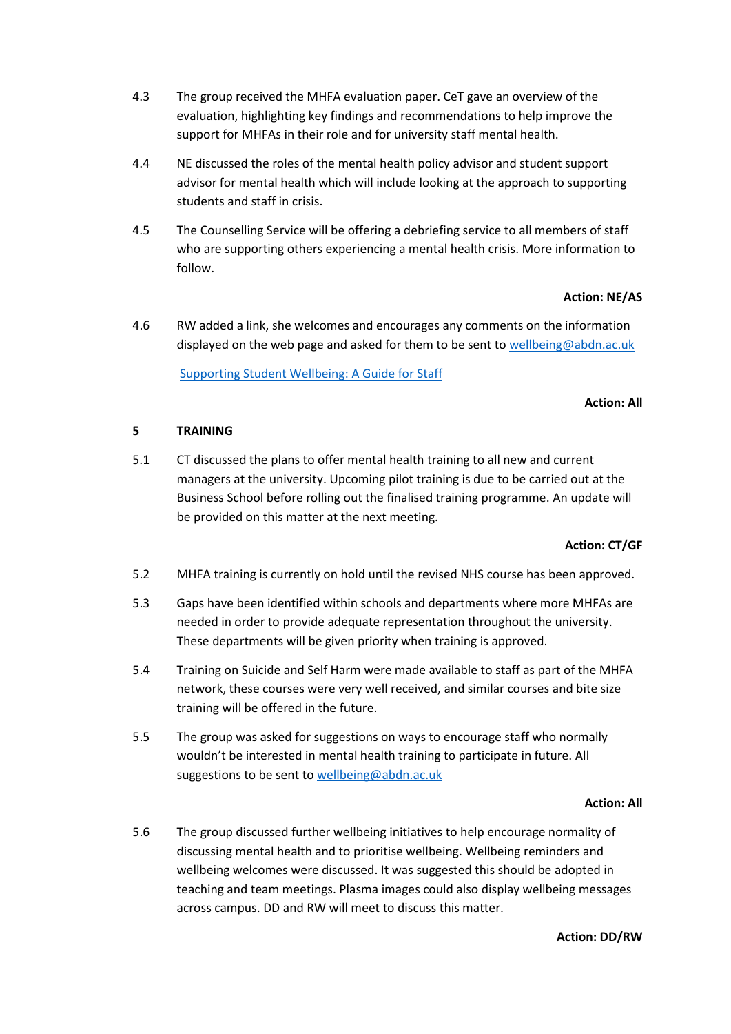4.3 The group received the MHFA evaluation paper. CeT gave an overview of the evaluation, highlighting key findings and recommendations to help improve the support for MHFAs in their role and for university staff mental health.

4.4 NE discussed the roles of the mental health policy advisor and student support advisor for mental health which will include looking at the approach to supporting students and staff in crisis.

4.5 The Counselling Service will be offering a debriefing service to all members of staff who are supporting others experiencing a mental health crisis. More information to follow.

**Action: NE/AS**

4.6 RW added a link, she welcomes and encourages any comments on the information displayed on the web page and asked for them to be sent to wellbeing@abdn.ac.uk

Supporting Student Wellbeing: A Guide for Staff

**Action: All**

## 5 TRAINING

5.1 CT discussed the plans to offer mental health training to all new and current managers at the university. Upcoming pilot training is due to be carried out at the Business School before rolling out the finalised training programme. An update will be provided on this matter at the next meeting.

**Action: CT/GF**

5.2 MHFA training is currently on hold until the revised NHS course has been approved.

5.3 Gaps have been identified within schools and departments where more MHFAs are needed in order to provide adequate representation throughout the university. These departments will be given priority when training is approved.

5.4 Training on Suicide and Self Harm were made available to staff as part of the MHFA network, these courses were very well received, and similar courses and bite size training will be offered in the future.

5.5 The group was asked for suggestions on ways to encourage staff who normally wouldn't be interested in mental health training to participate in future. All suggestions to be sent to wellbeing@abdn.ac.uk

**Action: All**

5.6 The group discussed further wellbeing initiatives to help encourage normality of discussing mental health and to prioritise wellbeing. Wellbeing reminders and wellbeing welcomes were discussed. It was suggested this should be adopted in teaching and team meetings. Plasma images could also display wellbeing messages across campus. DD and RW will meet to discuss this matter.

**Action: DD/RW**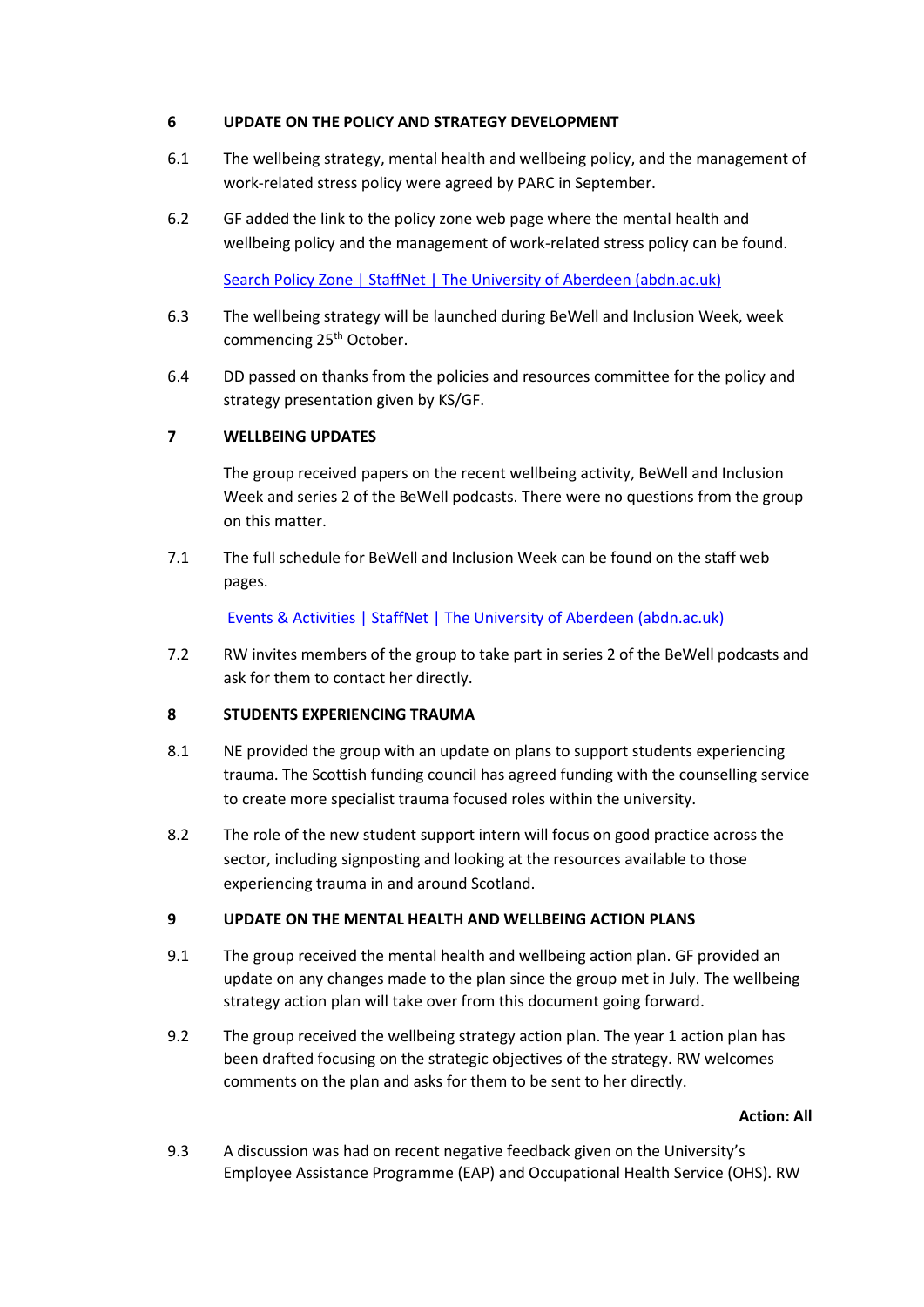## 6 UPDATE ON THE POLICY AND STRATEGY DEVELOPMENT

6.1 The wellbeing strategy, mental health and wellbeing policy, and the management of work-related stress policy were agreed by PARC in September.

6.2 GF added the link to the policy zone web page where the mental health and wellbeing policy and the management of work-related stress policy can be found.

Search Policy Zone | StaffNet | The University of Aberdeen (abdn.ac.uk)

6.3 The wellbeing strategy will be launched during BeWell and Inclusion Week, week commencing 25th October.

6.4 DD passed on thanks from the policies and resources committee for the policy and strategy presentation given by KS/GF.

## 7 WELLBEING UPDATES

The group received papers on the recent wellbeing activity, BeWell and Inclusion Week and series 2 of the BeWell podcasts. There were no questions from the group on this matter.

7.1 The full schedule for BeWell and Inclusion Week can be found on the staff web pages.

Events & Activities | StaffNet | The University of Aberdeen (abdn.ac.uk)

7.2 RW invites members of the group to take part in series 2 of the BeWell podcasts and ask for them to contact her directly.

## 8 STUDENTS EXPERIENCING TRAUMA

8.1 NE provided the group with an update on plans to support students experiencing trauma. The Scottish funding council has agreed funding with the counselling service to create more specialist trauma focused roles within the university.

8.2 The role of the new student support intern will focus on good practice across the sector, including signposting and looking at the resources available to those experiencing trauma in and around Scotland.

## 9 UPDATE ON THE MENTAL HEALTH AND WELLBEING ACTION PLANS

9.1 The group received the mental health and wellbeing action plan. GF provided an update on any changes made to the plan since the group met in July. The wellbeing strategy action plan will take over from this document going forward.

9.2 The group received the wellbeing strategy action plan. The year 1 action plan has been drafted focusing on the strategic objectives of the strategy. RW welcomes comments on the plan and asks for them to be sent to her directly.

**Action: All**

9.3 A discussion was had on recent negative feedback given on the University's Employee Assistance Programme (EAP) and Occupational Health Service (OHS). RW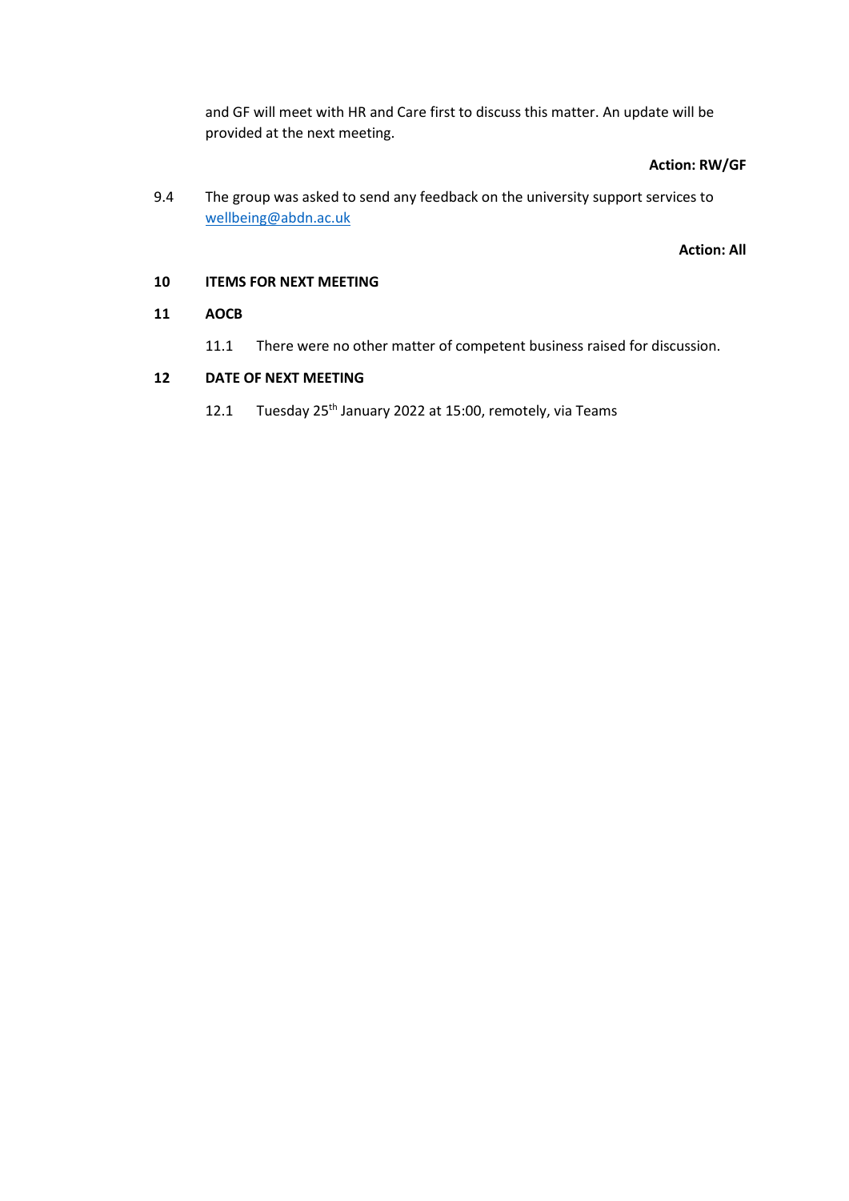and GF will meet with HR and Care first to discuss this matter. An update will be provided at the next meeting.

**Action: RW/GF**

9.4 The group was asked to send any feedback on the university support services to wellbeing@abdn.ac.uk

**Action: All**

## 10 ITEMS FOR NEXT MEETING

## 11 AOCB

11.1 There were no other matter of competent business raised for discussion.

## 12 DATE OF NEXT MEETING

12.1 Tuesday 25th January 2022 at 15:00, remotely, via Teams